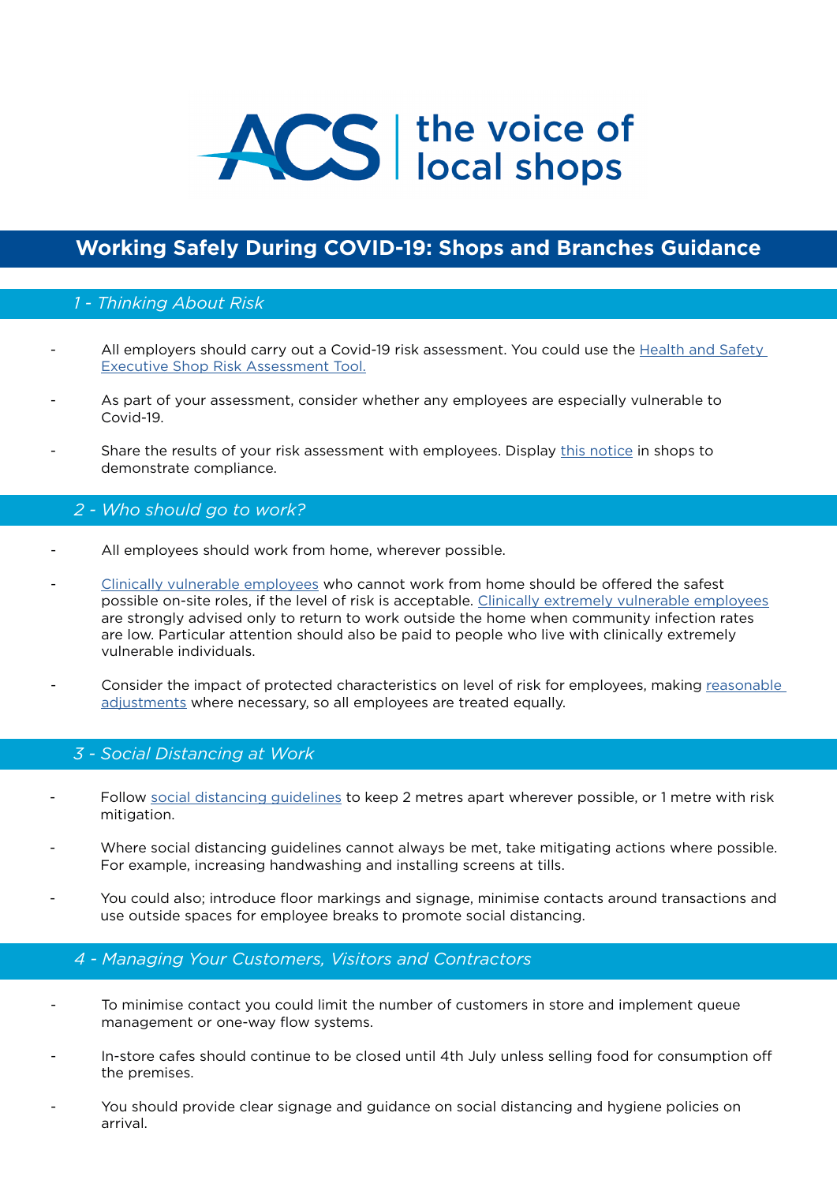ACS | the voice of local shops

# Working Safely During COVID-19: Shops and Branches Guidance

## *1 - Thinking About Risk*

- All employers should carry out a Covid-19 risk assessment. You could use the Health and Safety Executive Shop Risk Assessment Tool.
- As part of your assessment, consider whether any employees are especially vulnerable to Covid-19.
- Share the results of your risk assessment with employees. Display this notice in shops to demonstrate compliance.

## *2 - Who should go to work?*

- All employees should work from home, wherever possible.
- Clinically vulnerable employees who cannot work from home should be offered the safest possible on-site roles, if the level of risk is acceptable. Clinically extremely vulnerable employees are strongly advised only to return to work outside the home when community infection rates are low. Particular attention should also be paid to people who live with clinically extremely vulnerable individuals.
- Consider the impact of protected characteristics on level of risk for employees, making reasonable adjustments where necessary, so all employees are treated equally.

## *3 - Social Distancing at Work*

- Follow social distancing guidelines to keep 2 metres apart wherever possible, or 1 metre with risk mitigation.
- Where social distancing guidelines cannot always be met, take mitigating actions where possible. For example, increasing handwashing and installing screens at tills.
- You could also; introduce floor markings and signage, minimise contacts around transactions and use outside spaces for employee breaks to promote social distancing.

## *4 - Managing Your Customers, Visitors and Contractors*

- To minimise contact you could limit the number of customers in store and implement queue management or one-way flow systems.
- In-store cafes should continue to be closed until 4th July unless selling food for consumption off the premises.
- You should provide clear signage and guidance on social distancing and hygiene policies on arrival.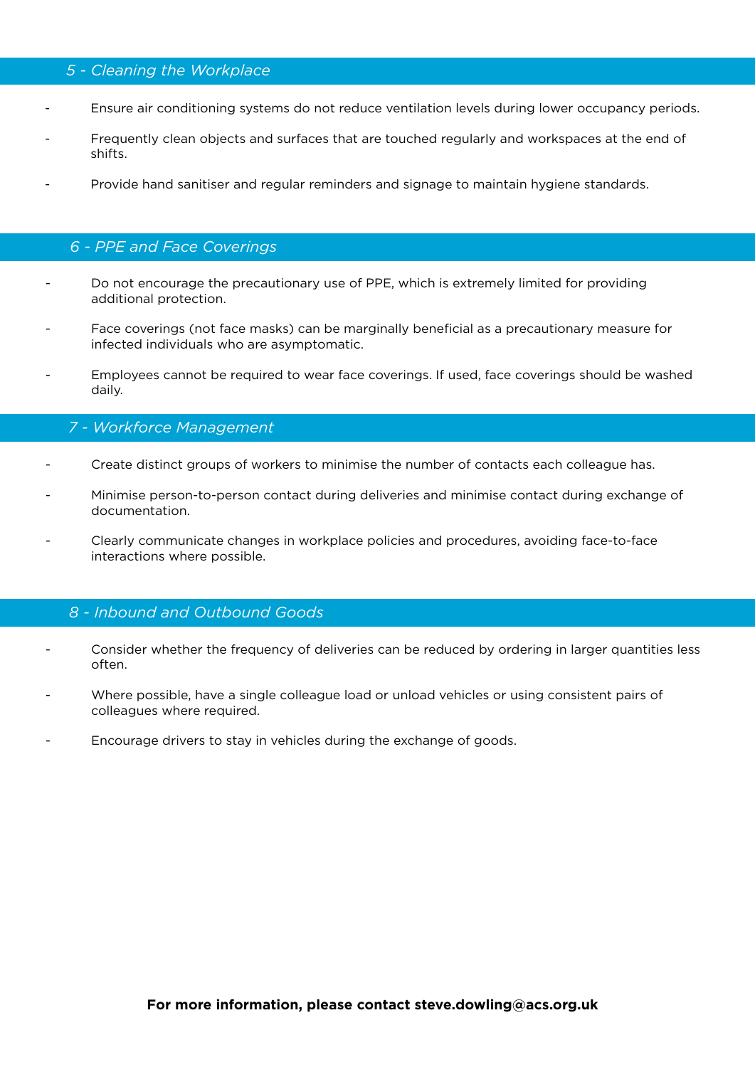## *5 - Cleaning the Workplace*

- Ensure air conditioning systems do not reduce ventilation levels during lower occupancy periods.
- Frequently clean objects and surfaces that are touched regularly and workspaces at the end of shifts.
- Provide hand sanitiser and regular reminders and signage to maintain hygiene standards.

## *6 - PPE and Face Coverings*

- Do not encourage the precautionary use of PPE, which is extremely limited for providing additional protection.
- Face coverings (not face masks) can be marginally beneficial as a precautionary measure for infected individuals who are asymptomatic.
- Employees cannot be required to wear face coverings. If used, face coverings should be washed daily.

## *7 - Workforce Management*

- Create distinct groups of workers to minimise the number of contacts each colleague has.
- Minimise person-to-person contact during deliveries and minimise contact during exchange of documentation.
- Clearly communicate changes in workplace policies and procedures, avoiding face-to-face interactions where possible.

## *8 - Inbound and Outbound Goods*

- Consider whether the frequency of deliveries can be reduced by ordering in larger quantities less often.
- Where possible, have a single colleague load or unload vehicles or using consistent pairs of colleagues where required.
- Encourage drivers to stay in vehicles during the exchange of goods.

**For more information, please contact steve.dowling@acs.org.uk**